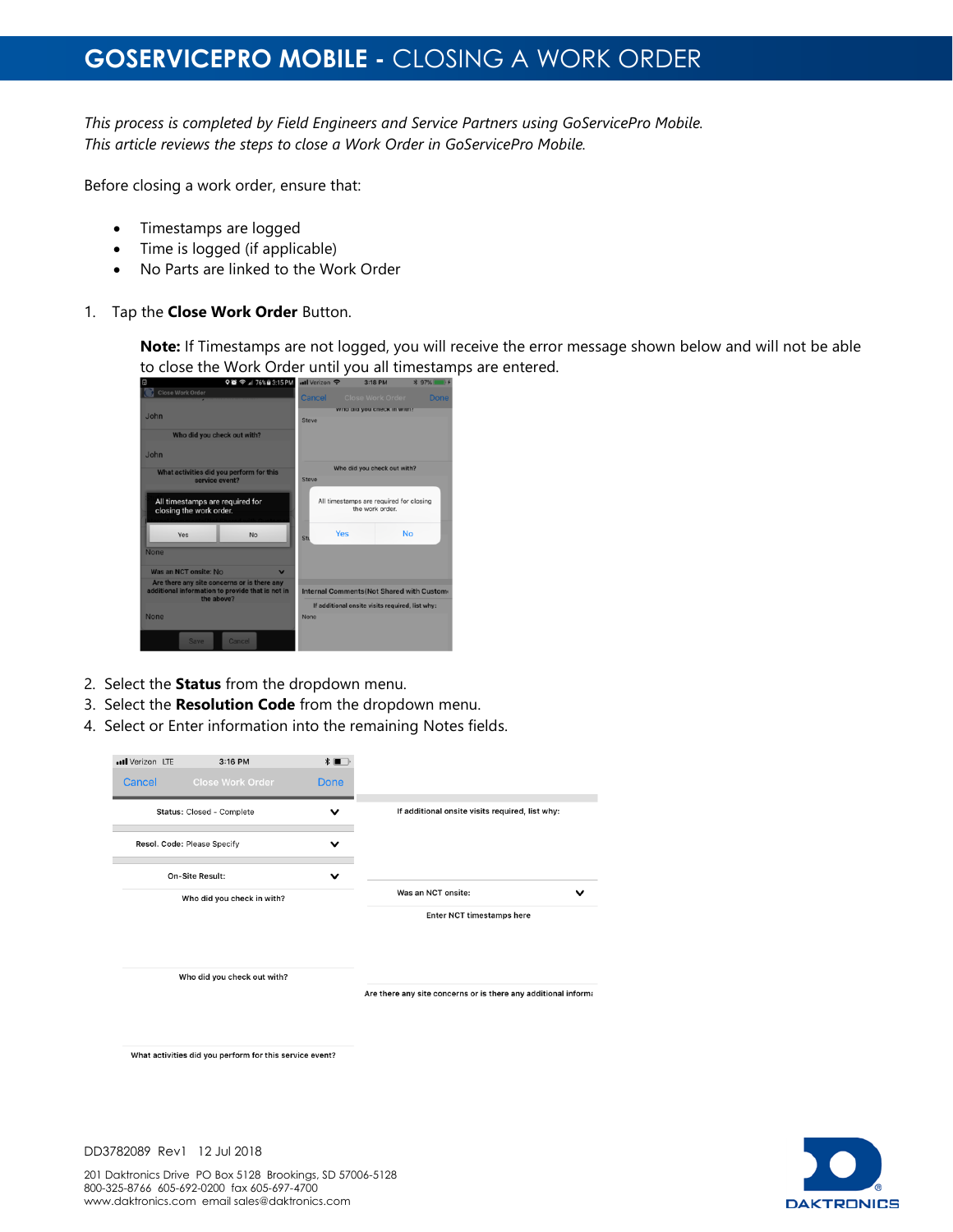# GOSERVICEPRO MOBILE - CLOSING A WORK ORDER

*This process is completed by Field Engineers and Service Partners using GoServicePro Mobile. This article reviews the steps to close a Work Order in GoServicePro Mobile.*

Before closing a work order, ensure that:

- Timestamps are logged
- Time is logged (if applicable)
- No Parts are linked to the Work Order

1. Tap the **Close Work Order** Button.

   **Note:** If Timestamps are not logged, you will receive the error message shown below and will not be able to close the Work Order until you all timestamps are entered.

2. Select the **Status** from the dropdown menu.
3. Select the **Resolution Code** from the dropdown menu.
4. Select or Enter information into the remaining Notes fields.

DD3782089 Rev1 12 Jul 2018

201 Daktronics Drive PO Box 5128 Brookings, SD 57006-5128
800-325-8766 605-692-0200 fax 605-697-4700
www.daktronics.com email sales@daktronics.com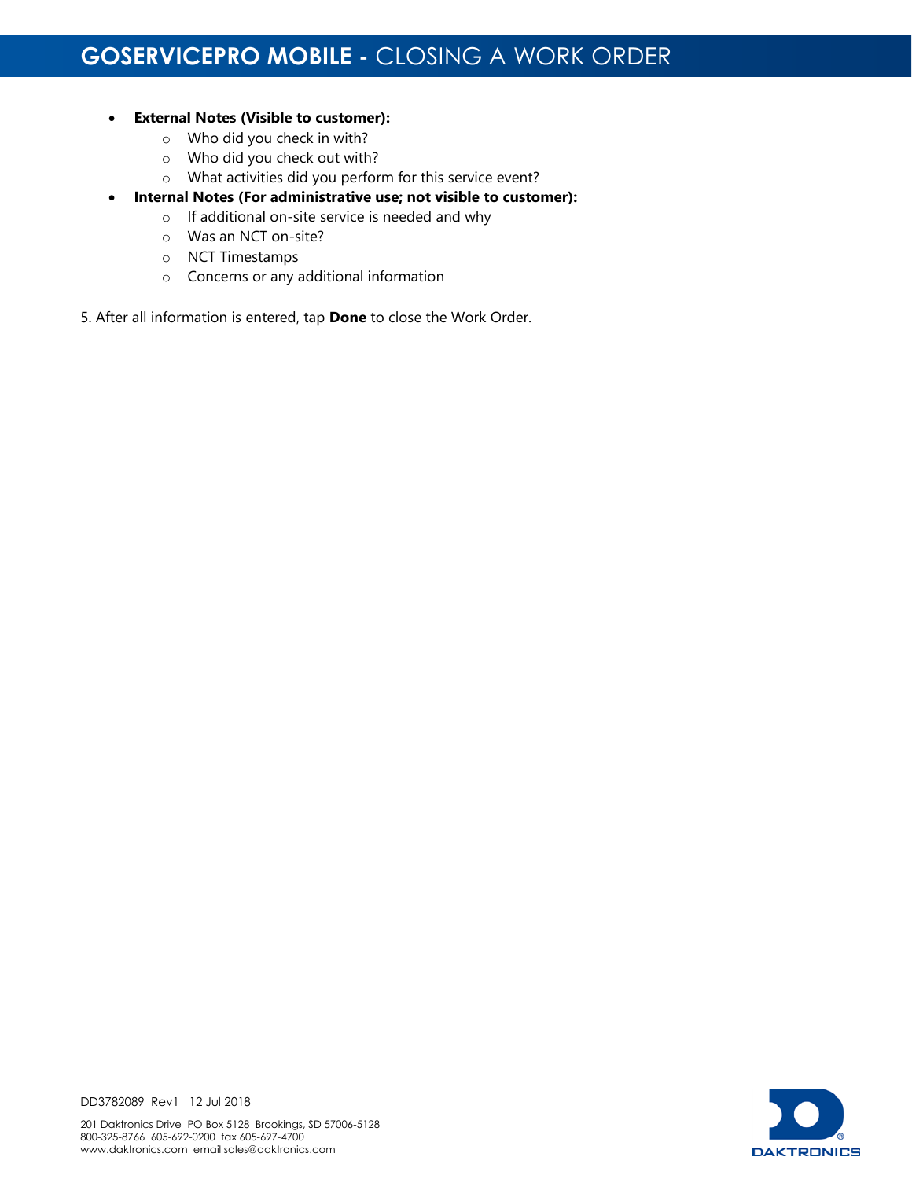- **External Notes (Visible to customer):**
  - Who did you check in with?
  - Who did you check out with?
  - What activities did you perform for this service event?
- **Internal Notes (For administrative use; not visible to customer):**
  - If additional on-site service is needed and why
  - Was an NCT on-site?
  - NCT Timestamps
  - Concerns or any additional information

5. After all information is entered, tap **Done** to close the Work Order.